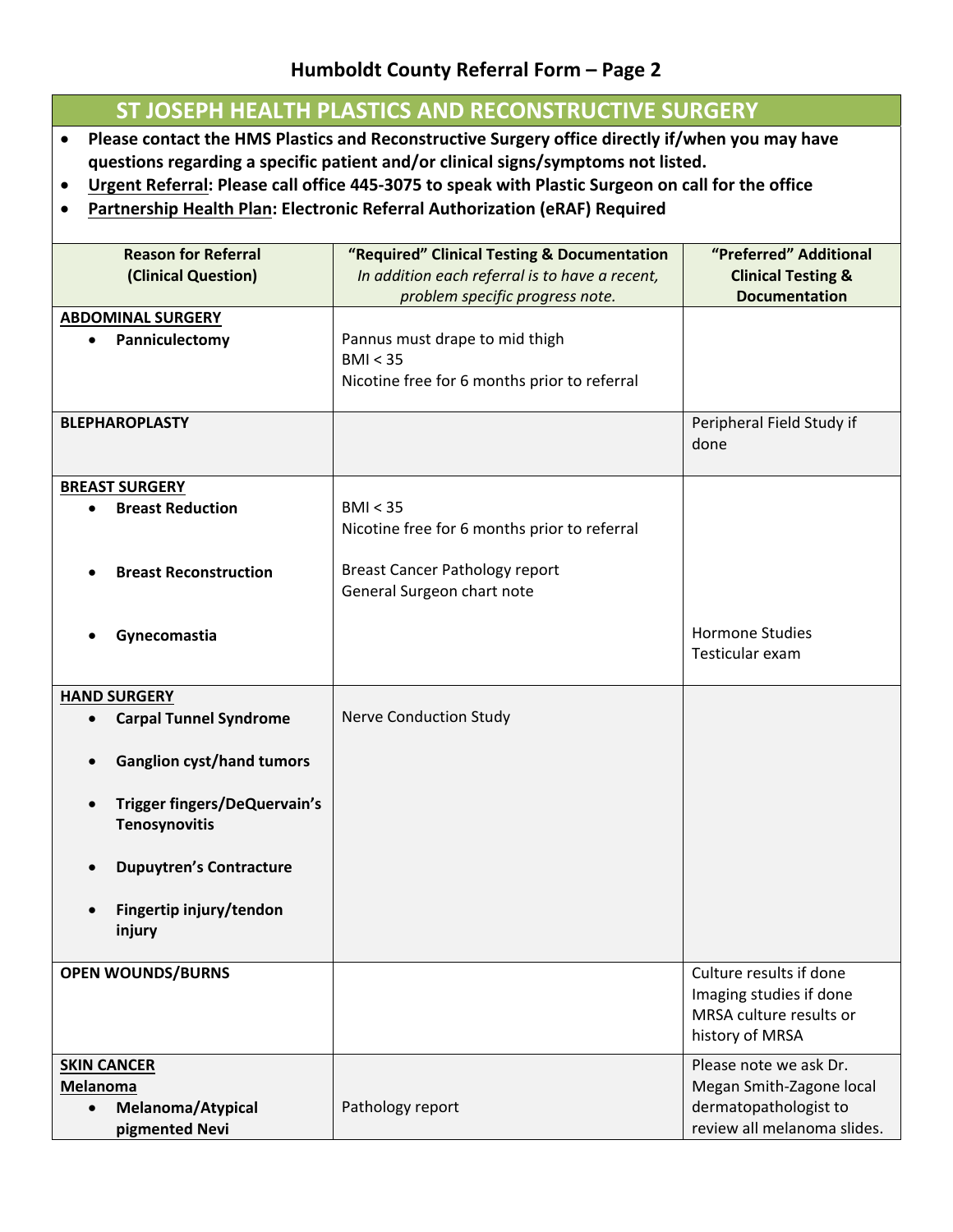# Humboldt County Referral Form – Page 2

## ST JOSEPH HEALTH PLASTICS AND RECONSTRUCTIVE SURGERY

- **Please contact the HMS Plastics and Reconstructive Surgery office directly if/when you may have questions regarding a specific patient and/or clinical signs/symptoms not listed.**
- **Urgent Referral: Please call office 445-3075 to speak with Plastic Surgeon on call for the office**
- **Partnership Health Plan: Electronic Referral Authorization (eRAF) Required**

| Reason for Referral (Clinical Question) | "Required" Clinical Testing & Documentation *In addition each referral is to have a recent, problem specific progress note.* | "Preferred" Additional Clinical Testing & Documentation |
|---|---|---|
| **ABDOMINAL SURGERY**<br>• **Panniculectomy** | Pannus must drape to mid thigh<br>BMI < 35<br>Nicotine free for 6 months prior to referral | |
| **BLEPHAROPLASTY** | | Peripheral Field Study if done |
| **BREAST SURGERY**<br>• **Breast Reduction** | BMI < 35<br>Nicotine free for 6 months prior to referral | |
| • **Breast Reconstruction** | Breast Cancer Pathology report<br>General Surgeon chart note | |
| • **Gynecomastia** | | Hormone Studies<br>Testicular exam |
| **HAND SURGERY**<br>• **Carpal Tunnel Syndrome** | Nerve Conduction Study | |
| • **Ganglion cyst/hand tumors** | | |
| • **Trigger fingers/DeQuervain's Tenosynovitis** | | |
| • **Dupuytren's Contracture** | | |
| • **Fingertip injury/tendon injury** | | |
| **OPEN WOUNDS/BURNS** | | Culture results if done<br>Imaging studies if done<br>MRSA culture results or history of MRSA |
| **SKIN CANCER**<br>**Melanoma**<br>• **Melanoma/Atypical pigmented Nevi** | Pathology report | Please note we ask Dr. Megan Smith-Zagone local dermatopathologist to review all melanoma slides. |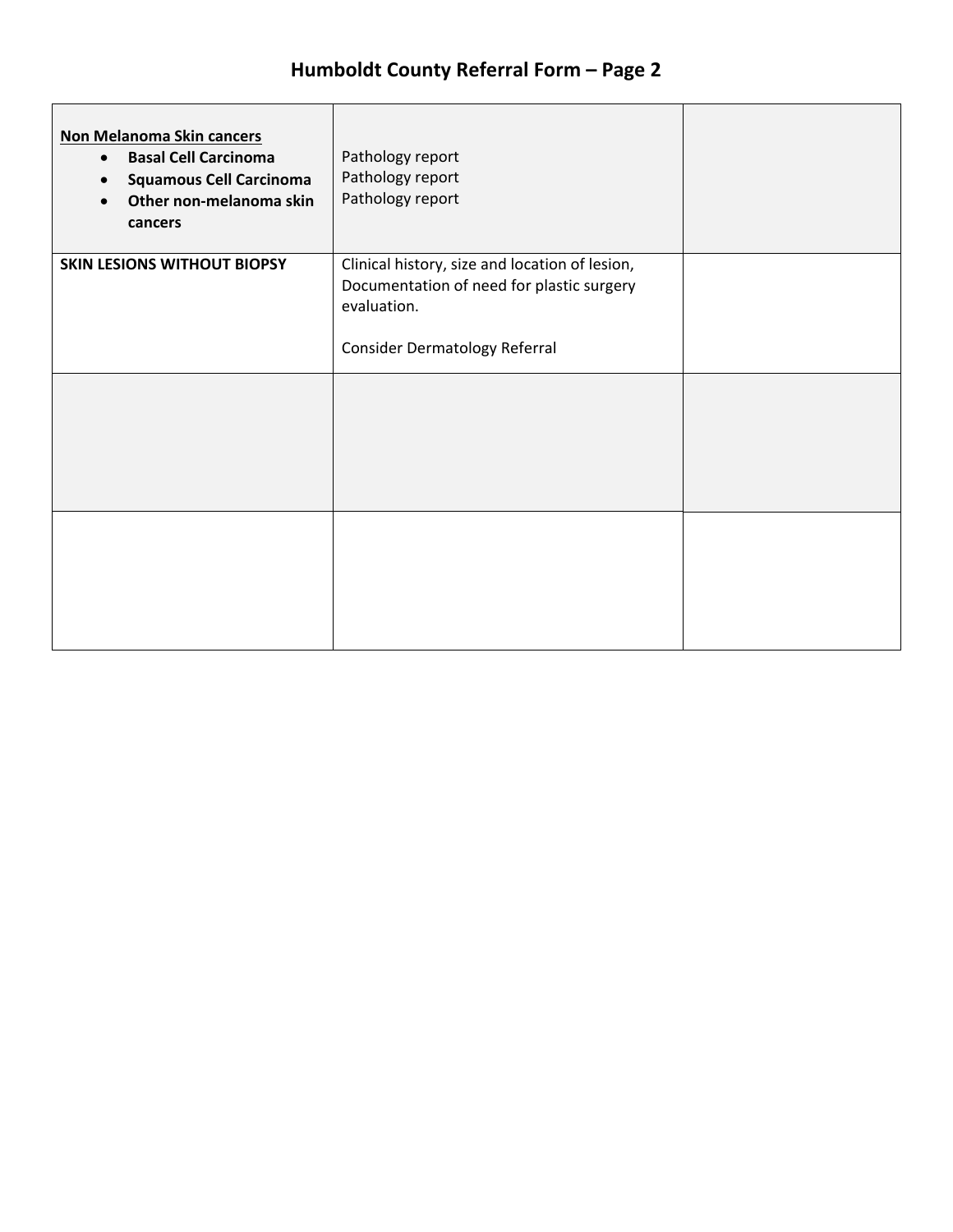# Humboldt County Referral Form – Page 2

| | | |
|---|---|---|
| **Non Melanoma Skin cancers**<br>• **Basal Cell Carcinoma**<br>• **Squamous Cell Carcinoma**<br>• **Other non-melanoma skin cancers** | Pathology report<br>Pathology report<br>Pathology report | |
| **SKIN LESIONS WITHOUT BIOPSY** | Clinical history, size and location of lesion, Documentation of need for plastic surgery evaluation.<br><br>Consider Dermatology Referral | |
| | | |
| | | |